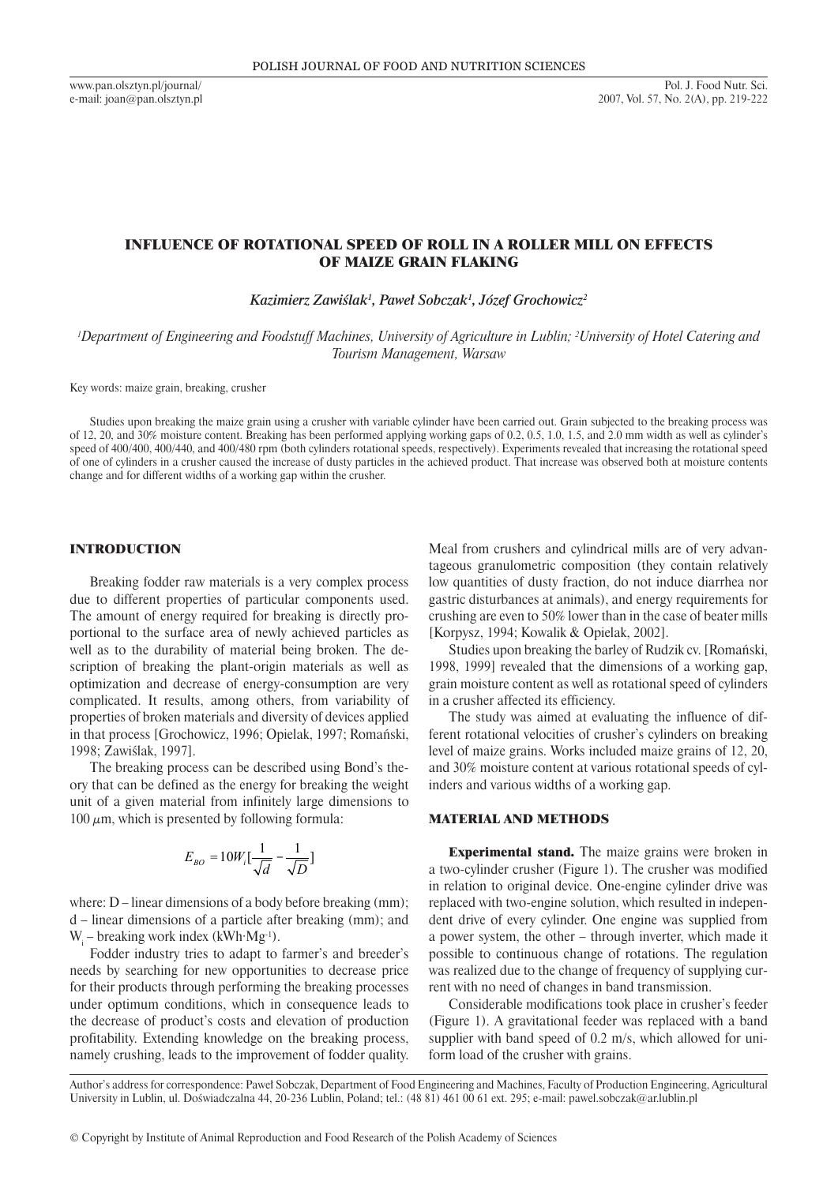# INFLUENCE OF ROTATIONAL SPEED OF ROLL IN A ROLLER MILL ON EFFECTS OF MAIZE GRAIN FLAKING

*Kazimierz Zawiślak[1], Paweł Sobczak[1], Józef Grochowicz[2]*

[1]Department of Engineering and Foodstuff Machines, University of Agriculture in Lublin; [2]University of Hotel Catering and Tourism Management, Warsaw

Key words: maize grain, breaking, crusher

Studies upon breaking the maize grain using a crusher with variable cylinder have been carried out. Grain subjected to the breaking process was of 12, 20, and 30% moisture content. Breaking has been performed applying working gaps of 0.2, 0.5, 1.0, 1.5, and 2.0 mm width as well as cylinder's speed of 400/400, 400/440, and 400/480 rpm (both cylinders rotational speeds, respectively). Experiments revealed that increasing the rotational speed of one of cylinders in a crusher caused the increase of dusty particles in the achieved product. That increase was observed both at moisture contents change and for different widths of a working gap within the crusher.

## INTRODUCTION

Breaking fodder raw materials is a very complex process due to different properties of particular components used. The amount of energy required for breaking is directly proportional to the surface area of newly achieved particles as well as to the durability of material being broken. The description of breaking the plant-origin materials as well as optimization and decrease of energy-consumption are very complicated. It results, among others, from variability of properties of broken materials and diversity of devices applied in that process [Grochowicz, 1996; Opielak, 1997; Romański, 1998; Zawiślak, 1997].

The breaking process can be described using Bond's theory that can be defined as the energy for breaking the weight unit of a given material from infinitely large dimensions to 100 $\mu$m, which is presented by following formula:

$$E_{BO} = 10W_i\left[\frac{1}{\sqrt{d}} - \frac{1}{\sqrt{D}}\right]$$

where: D – linear dimensions of a body before breaking (mm); d – linear dimensions of a particle after breaking (mm); and $W_i$ – breaking work index ($kWh \cdot Mg^{-1}$).

Fodder industry tries to adapt to farmer's and breeder's needs by searching for new opportunities to decrease price for their products through performing the breaking processes under optimum conditions, which in consequence leads to the decrease of product's costs and elevation of production profitability. Extending knowledge on the breaking process, namely crushing, leads to the improvement of fodder quality. Meal from crushers and cylindrical mills are of very advantageous granulometric composition (they contain relatively low quantities of dusty fraction, do not induce diarrhea nor gastric disturbances at animals), and energy requirements for crushing are even to 50% lower than in the case of beater mills [Korpysz, 1994; Kowalik & Opielak, 2002].

Studies upon breaking the barley of Rudzik cv. [Romański, 1998, 1999] revealed that the dimensions of a working gap, grain moisture content as well as rotational speed of cylinders in a crusher affected its efficiency.

The study was aimed at evaluating the influence of different rotational velocities of crusher's cylinders on breaking level of maize grains. Works included maize grains of 12, 20, and 30% moisture content at various rotational speeds of cylinders and various widths of a working gap.

## MATERIAL AND METHODS

**Experimental stand.** The maize grains were broken in a two-cylinder crusher (Figure 1). The crusher was modified in relation to original device. One-engine cylinder drive was replaced with two-engine solution, which resulted in independent drive of every cylinder. One engine was supplied from a power system, the other – through inverter, which made it possible to continuous change of rotations. The regulation was realized due to the change of frequency of supplying current with no need of changes in band transmission.

Considerable modifications took place in crusher's feeder (Figure 1). A gravitational feeder was replaced with a band supplier with band speed of 0.2 m/s, which allowed for uniform load of the crusher with grains.

Author's address for correspondence: Paweł Sobczak, Department of Food Engineering and Machines, Faculty of Production Engineering, Agricultural University in Lublin, ul. Doświadczalna 44, 20-236 Lublin, Poland; tel.: (48 81) 461 00 61 ext. 295; e-mail: pawel.sobczak@ar.lublin.pl

© Copyright by Institute of Animal Reproduction and Food Research of the Polish Academy of Sciences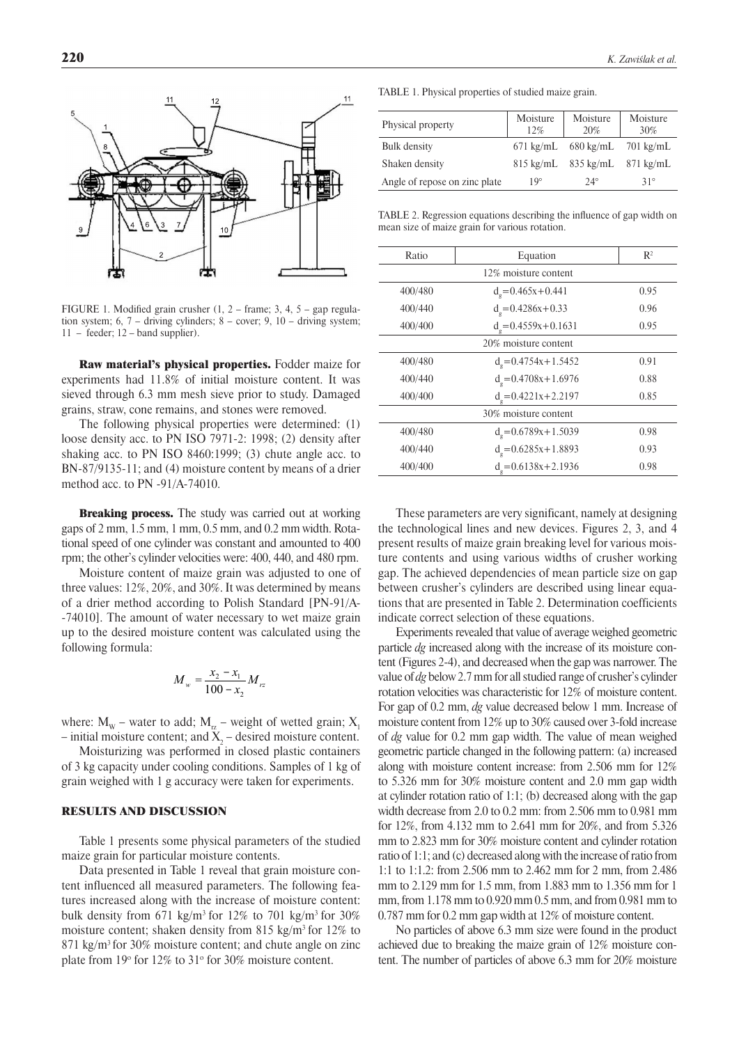FIGURE 1. Modified grain crusher (1, 2 – frame; 3, 4, 5 – gap regulation system; 6, 7 – driving cylinders; 8 – cover; 9, 10 – driving system; 11 – feeder; 12 – band supplier).

**Raw material's physical properties.** Fodder maize for experiments had 11.8% of initial moisture content. It was sieved through 6.3 mm mesh sieve prior to study. Damaged grains, straw, cone remains, and stones were removed.

The following physical properties were determined: (1) loose density acc. to PN ISO 7971-2: 1998; (2) density after shaking acc. to PN ISO 8460:1999; (3) chute angle acc. to BN-87/9135-11; and (4) moisture content by means of a drier method acc. to PN -91/A-74010.

**Breaking process.** The study was carried out at working gaps of 2 mm, 1.5 mm, 1 mm, 0.5 mm, and 0.2 mm width. Rotational speed of one cylinder was constant and amounted to 400 rpm; the other's cylinder velocities were: 400, 440, and 480 rpm.

Moisture content of maize grain was adjusted to one of three values: 12%, 20%, and 30%. It was determined by means of a drier method according to Polish Standard [PN-91/A--74010]. The amount of water necessary to wet maize grain up to the desired moisture content was calculated using the following formula:

$$M_w = \frac{x_2 - x_1}{100 - x_2} M_{rz}$$

where: $M_W$ – water to add; $M_{rz}$ – weight of wetted grain; $X_1$ – initial moisture content; and $X_2$ – desired moisture content.

Moisturizing was performed in closed plastic containers of 3 kg capacity under cooling conditions. Samples of 1 kg of grain weighed with 1 g accuracy were taken for experiments.

## RESULTS AND DISCUSSION

Table 1 presents some physical parameters of the studied maize grain for particular moisture contents.

Data presented in Table 1 reveal that grain moisture content influenced all measured parameters. The following features increased along with the increase of moisture content: bulk density from 671 kg/m$^3$ for 12% to 701 kg/m$^3$ for 30% moisture content; shaken density from 815 kg/m$^3$ for 12% to 871 kg/m$^3$ for 30% moisture content; and chute angle on zinc plate from 19$^o$ for 12% to 31$^o$ for 30% moisture content.

TABLE 1. Physical properties of studied maize grain.

| Physical property | Moisture 12% | Moisture 20% | Moisture 30% |
|---|---|---|---|
| Bulk density | 671 kg/mL | 680 kg/mL | 701 kg/mL |
| Shaken density | 815 kg/mL | 835 kg/mL | 871 kg/mL |
| Angle of repose on zinc plate | 19° | 24° | 31° |

TABLE 2. Regression equations describing the influence of gap width on mean size of maize grain for various rotation.

| Ratio | Equation | $R^2$ |
|---|---|---|
| 12% moisture content | | |
| 400/480 | $d_g$=0.465x+0.441 | 0.95 |
| 400/440 | $d_g$=0.4286x+0.33 | 0.96 |
| 400/400 | $d_g$=0.4559x+0.1631 | 0.95 |
| 20% moisture content | | |
| 400/480 | $d_g$=0.4754x+1.5452 | 0.91 |
| 400/440 | $d_g$=0.4708x+1.6976 | 0.88 |
| 400/400 | $d_g$=0.4221x+2.2197 | 0.85 |
| 30% moisture content | | |
| 400/480 | $d_g$=0.6789x+1.5039 | 0.98 |
| 400/440 | $d_g$=0.6285x+1.8893 | 0.93 |
| 400/400 | $d_g$=0.6138x+2.1936 | 0.98 |

These parameters are very significant, namely at designing the technological lines and new devices. Figures 2, 3, and 4 present results of maize grain breaking level for various moisture contents and using various widths of crusher working gap. The achieved dependencies of mean particle size on gap between crusher's cylinders are described using linear equations that are presented in Table 2. Determination coefficients indicate correct selection of these equations.

Experiments revealed that value of average weighed geometric particle *dg* increased along with the increase of its moisture content (Figures 2-4), and decreased when the gap was narrower. The value of *dg* below 2.7 mm for all studied range of crusher's cylinder rotation velocities was characteristic for 12% of moisture content. For gap of 0.2 mm, *dg* value decreased below 1 mm. Increase of moisture content from 12% up to 30% caused over 3-fold increase of *dg* value for 0.2 mm gap width. The value of mean weighed geometric particle changed in the following pattern: (a) increased along with moisture content increase: from 2.506 mm for 12% to 5.326 mm for 30% moisture content and 2.0 mm gap width at cylinder rotation ratio of 1:1; (b) decreased along with the gap width decrease from 2.0 to 0.2 mm: from 2.506 mm to 0.981 mm for 12%, from 4.132 mm to 2.641 mm for 20%, and from 5.326 mm to 2.823 mm for 30% moisture content and cylinder rotation ratio of 1:1; and (c) decreased along with the increase of ratio from 1:1 to 1:1.2: from 2.506 mm to 2.462 mm for 2 mm, from 2.486 mm to 2.129 mm for 1.5 mm, from 1.883 mm to 1.356 mm for 1 mm, from 1.178 mm to 0.920 mm 0.5 mm, and from 0.981 mm to 0.787 mm for 0.2 mm gap width at 12% of moisture content.

No particles of above 6.3 mm size were found in the product achieved due to breaking the maize grain of 12% moisture content. The number of particles of above 6.3 mm for 20% moisture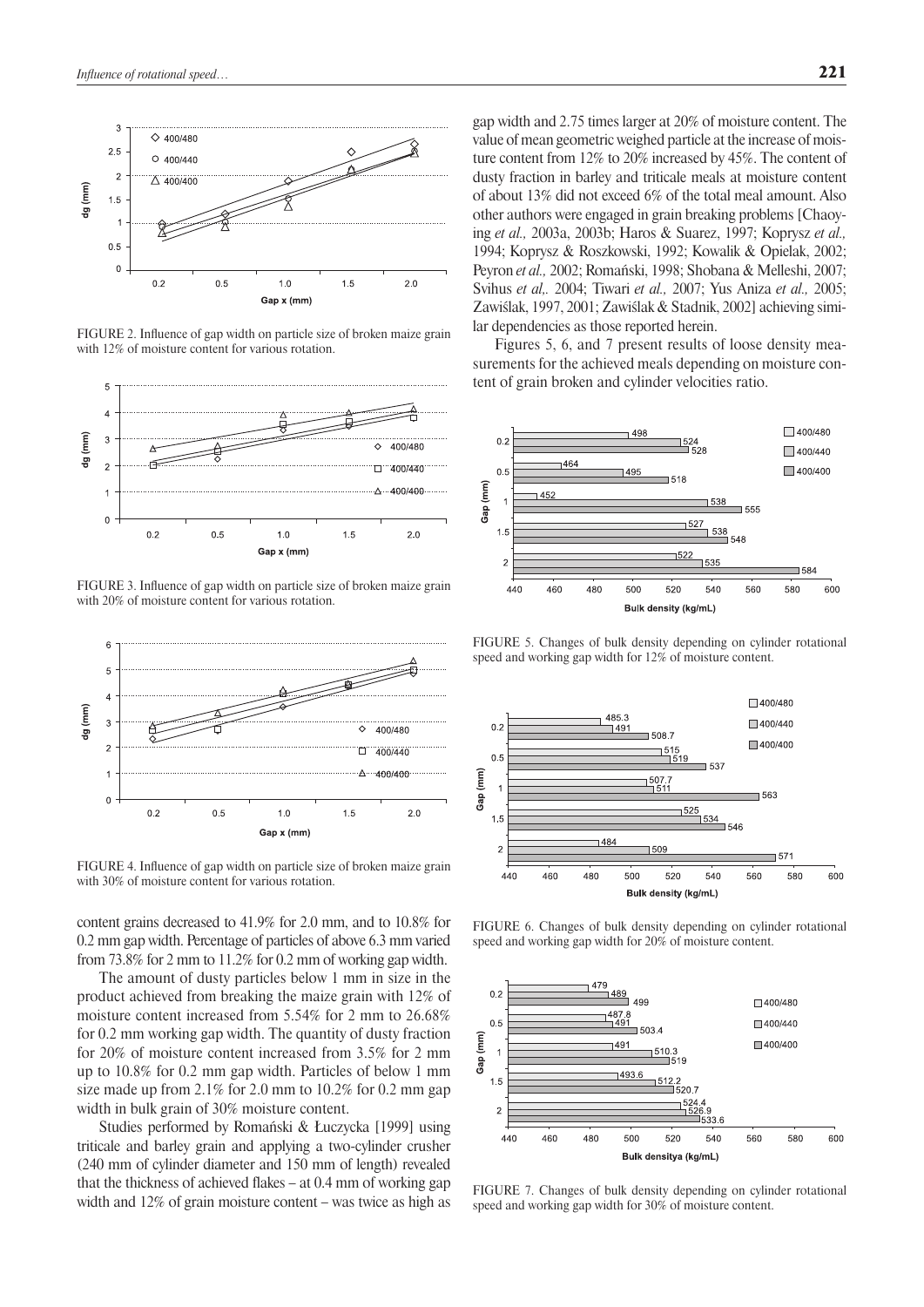FIGURE 2. Influence of gap width on particle size of broken maize grain with 12% of moisture content for various rotation.

FIGURE 3. Influence of gap width on particle size of broken maize grain with 20% of moisture content for various rotation.

FIGURE 4. Influence of gap width on particle size of broken maize grain with 30% of moisture content for various rotation.

content grains decreased to 41.9% for 2.0 mm, and to 10.8% for 0.2 mm gap width. Percentage of particles of above 6.3 mm varied from 73.8% for 2 mm to 11.2% for 0.2 mm of working gap width.

The amount of dusty particles below 1 mm in size in the product achieved from breaking the maize grain with 12% of moisture content increased from 5.54% for 2 mm to 26.68% for 0.2 mm working gap width. The quantity of dusty fraction for 20% of moisture content increased from 3.5% for 2 mm up to 10.8% for 0.2 mm gap width. Particles of below 1 mm size made up from 2.1% for 2.0 mm to 10.2% for 0.2 mm gap width in bulk grain of 30% moisture content.

Studies performed by Romański & Łuczycka [1999] using triticale and barley grain and applying a two-cylinder crusher (240 mm of cylinder diameter and 150 mm of length) revealed that the thickness of achieved flakes – at 0.4 mm of working gap width and 12% of grain moisture content – was twice as high as gap width and 2.75 times larger at 20% of moisture content. The value of mean geometric weighed particle at the increase of moisture content from 12% to 20% increased by 45%. The content of dusty fraction in barley and triticale meals at moisture content of about 13% did not exceed 6% of the total meal amount. Also other authors were engaged in grain breaking problems [Chaoying *et al.,* 2003a, 2003b; Haros & Suarez, 1997; Koprysz *et al.,* 1994; Koprysz & Roszkowski, 1992; Kowalik & Opielak, 2002; Peyron *et al.,* 2002; Romański, 1998; Shobana & Melleshi, 2007; Svihus *et al.,* 2004; Tiwari *et al.,* 2007; Yus Aniza *et al.,* 2005; Zawiślak, 1997, 2001; Zawiślak & Stadnik, 2002] achieving similar dependencies as those reported herein.

Figures 5, 6, and 7 present results of loose density measurements for the achieved meals depending on moisture content of grain broken and cylinder velocities ratio.

FIGURE 5. Changes of bulk density depending on cylinder rotational speed and working gap width for 12% of moisture content.

FIGURE 6. Changes of bulk density depending on cylinder rotational speed and working gap width for 20% of moisture content.

FIGURE 7. Changes of bulk density depending on cylinder rotational speed and working gap width for 30% of moisture content.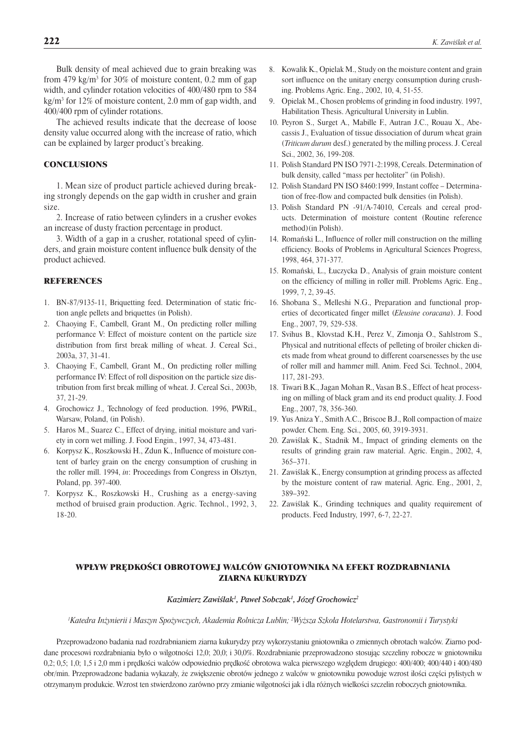Bulk density of meal achieved due to grain breaking was from 479 kg/m$^3$ for 30% of moisture content, 0.2 mm of gap width, and cylinder rotation velocities of 400/480 rpm to 584 kg/m$^3$ for 12% of moisture content, 2.0 mm of gap width, and 400/400 rpm of cylinder rotations.

The achieved results indicate that the decrease of loose density value occurred along with the increase of ratio, which can be explained by larger product's breaking.

## CONCLUSIONS

1. Mean size of product particle achieved during breaking strongly depends on the gap width in crusher and grain size.

2. Increase of ratio between cylinders in a crusher evokes an increase of dusty fraction percentage in product.

3. Width of a gap in a crusher, rotational speed of cylinders, and grain moisture content influence bulk density of the product achieved.

## REFERENCES

1. BN-87/9135-11, Briquetting feed. Determination of static friction angle pellets and briquettes (in Polish).
2. Chaoying F., Cambell, Grant M., On predicting roller milling performance V: Effect of moisture content on the particle size distribution from first break milling of wheat. J. Cereal Sci., 2003a, 37, 31-41.
3. Chaoying F., Cambell, Grant M., On predicting roller milling performance IV: Effect of roll disposition on the particle size distribution from first break milling of wheat. J. Cereal Sci., 2003b, 37, 21-29.
4. Grochowicz J., Technology of feed production. 1996, PWRiL, Warsaw, Poland, (in Polish).
5. Haros M., Suarez C., Effect of drying, initial moisture and variety in corn wet milling. J. Food Engin., 1997, 34, 473-481.
6. Korpysz K., Roszkowski H., Zdun K., Influence of moisture content of barley grain on the energy consumption of crushing in the roller mill. 1994, *in*: Proceedings from Congress in Olsztyn, Poland, pp. 397-400.
7. Korpysz K., Roszkowski H., Crushing as a energy-saving method of bruised grain production. Agric. Technol., 1992, 3, 18-20.
8. Kowalik K., Opielak M., Study on the moisture content and grain sort influence on the unitary energy consumption during crushing. Problems Agric. Eng., 2002, 10, 4, 51-55.
9. Opielak M., Chosen problems of grinding in food industry. 1997, Habilitation Thesis. Agricultural University in Lublin.
10. Peyron S., Surget A., Mabille F., Autran J.C., Rouau X., Abecassis J., Evaluation of tissue dissociation of durum wheat grain (*Triticum durum* desf.) generated by the milling process. J. Cereal Sci., 2002, 36, 199-208.
11. Polish Standard PN ISO 7971-2:1998, Cereals. Determination of bulk density, called "mass per hectoliter" (in Polish).
12. Polish Standard PN ISO 8460:1999, Instant coffee – Determination of free-flow and compacted bulk densities (in Polish).
13. Polish Standard PN -91/A-74010, Cereals and cereal products. Determination of moisture content (Routine reference method)(in Polish).
14. Romański L., Influence of roller mill construction on the milling efficiency. Books of Problems in Agricultural Sciences Progress, 1998, 464, 371-377.
15. Romański, L., Łuczycka D., Analysis of grain moisture content on the efficiency of milling in roller mill. Problems Agric. Eng., 1999, 7, 2, 39-45.
16. Shobana S., Melleshi N.G., Preparation and functional properties of decorticated finger millet (*Eleusine coracana*). J. Food Eng., 2007, 79, 529-538.
17. Svihus B., Klovstad K.H., Perez V., Zimonja O., Sahlstrom S., Physical and nutritional effects of pelleting of broiler chicken diets made from wheat ground to different coarsenesses by the use of roller mill and hammer mill. Anim. Feed Sci. Technol., 2004, 117, 281-293.
18. Tiwari B.K., Jagan Mohan R., Vasan B.S., Effect of heat processing on milling of black gram and its end product quality. J. Food Eng., 2007, 78, 356-360.
19. Yus Aniza Y., Smith A.C., Briscoe B.J., Roll compaction of maize powder. Chem. Eng. Sci., 2005, 60, 3919-3931.
20. Zawiślak K., Stadnik M., Impact of grinding elements on the results of grinding grain raw material. Agric. Engin., 2002, 4, 365–371.
21. Zawiślak K., Energy consumption at grinding process as affected by the moisture content of raw material. Agric. Eng., 2001, 2, 389–392.
22. Zawiślak K., Grinding techniques and quality requirement of products. Feed Industry, 1997, 6-7, 22-27.

## WPŁYW PRĘDKOŚCI OBROTOWEJ WALCÓW GNIOTOWNIKA NA EFEKT ROZDRABNIANIA ZIARNA KUKURYDZY

*Kazimierz Zawiślak[1], Paweł Sobczak[1], Józef Grochowicz[2]*

*[1]Katedra Inżynierii i Maszyn Spożywczych, Akademia Rolnicza Lublin; [2]Wyższa Szkoła Hotelarstwa, Gastronomii i Turystyki*

Przeprowadzono badania nad rozdrabnianiem ziarna kukurydzy przy wykorzystaniu gniotownika o zmiennych obrotach walców. Ziarno poddane procesowi rozdrabniania było o wilgotności 12,0; 20,0; i 30,0%. Rozdrabnianie przeprowadzono stosując szczeliny robocze w gniotowniku 0,2; 0,5; 1,0; 1,5 i 2,0 mm i prędkości walców odpowiednio prędkość obrotowa walca pierwszego względem drugiego: 400/400; 400/440 i 400/480 obr/min. Przeprowadzone badania wykazały, że zwiększenie obrotów jednego z walców w gniotowniku powoduje wzrost ilości części pylistych w otrzymanym produkcie. Wzrost ten stwierdzono zarówno przy zmianie wilgotności jak i dla różnych wielkości szczelin roboczych gniotownika.